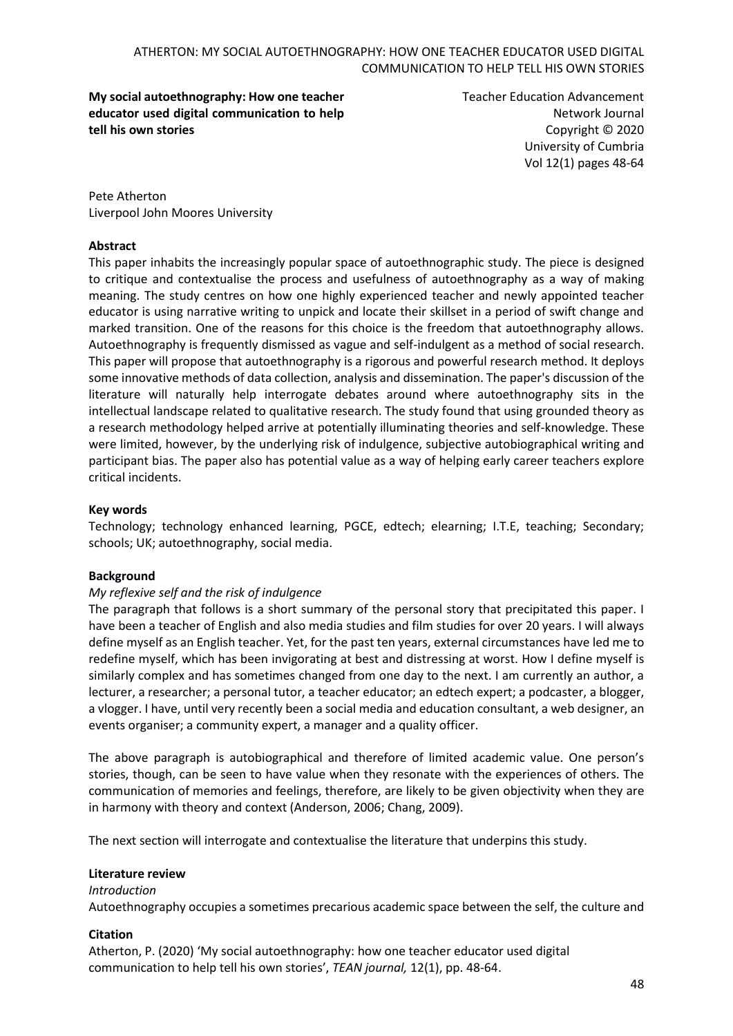**My social autoethnography: How one teacher educator used digital communication to help tell his own stories**

Teacher Education Advancement Network Journal
Copyright © 2020
University of Cumbria
Vol 12(1) pages 48-64

Pete Atherton
Liverpool John Moores University

**Abstract**

This paper inhabits the increasingly popular space of autoethnographic study. The piece is designed to critique and contextualise the process and usefulness of autoethnography as a way of making meaning. The study centres on how one highly experienced teacher and newly appointed teacher educator is using narrative writing to unpick and locate their skillset in a period of swift change and marked transition. One of the reasons for this choice is the freedom that autoethnography allows. Autoethnography is frequently dismissed as vague and self-indulgent as a method of social research. This paper will propose that autoethnography is a rigorous and powerful research method. It deploys some innovative methods of data collection, analysis and dissemination. The paper's discussion of the literature will naturally help interrogate debates around where autoethnography sits in the intellectual landscape related to qualitative research. The study found that using grounded theory as a research methodology helped arrive at potentially illuminating theories and self-knowledge. These were limited, however, by the underlying risk of indulgence, subjective autobiographical writing and participant bias. The paper also has potential value as a way of helping early career teachers explore critical incidents.

**Key words**

Technology; technology enhanced learning, PGCE, edtech; elearning; I.T.E, teaching; Secondary; schools; UK; autoethnography, social media.

## Background

*My reflexive self and the risk of indulgence*

The paragraph that follows is a short summary of the personal story that precipitated this paper. I have been a teacher of English and also media studies and film studies for over 20 years. I will always define myself as an English teacher. Yet, for the past ten years, external circumstances have led me to redefine myself, which has been invigorating at best and distressing at worst. How I define myself is similarly complex and has sometimes changed from one day to the next. I am currently an author, a lecturer, a researcher; a personal tutor, a teacher educator; an edtech expert; a podcaster, a blogger, a vlogger. I have, until very recently been a social media and education consultant, a web designer, an events organiser; a community expert, a manager and a quality officer.

The above paragraph is autobiographical and therefore of limited academic value. One person's stories, though, can be seen to have value when they resonate with the experiences of others. The communication of memories and feelings, therefore, are likely to be given objectivity when they are in harmony with theory and context (Anderson, 2006; Chang, 2009).

The next section will interrogate and contextualise the literature that underpins this study.

## Literature review

*Introduction*

Autoethnography occupies a sometimes precarious academic space between the self, the culture and

**Citation**

Atherton, P. (2020) 'My social autoethnography: how one teacher educator used digital communication to help tell his own stories', *TEAN journal,* 12(1), pp. 48-64.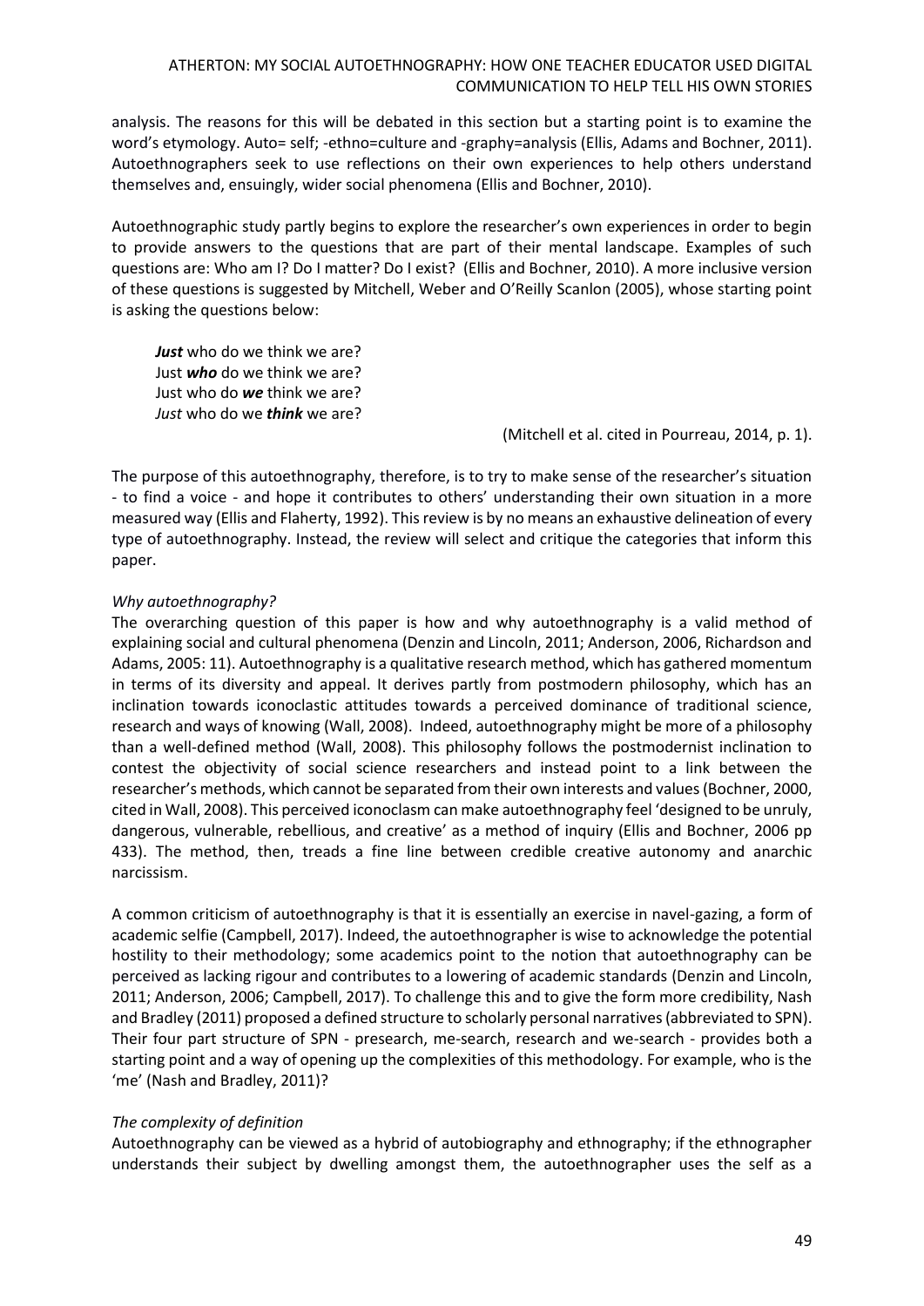analysis. The reasons for this will be debated in this section but a starting point is to examine the word's etymology. Auto= self; -ethno=culture and -graphy=analysis (Ellis, Adams and Bochner, 2011). Autoethnographers seek to use reflections on their own experiences to help others understand themselves and, ensuingly, wider social phenomena (Ellis and Bochner, 2010).

Autoethnographic study partly begins to explore the researcher's own experiences in order to begin to provide answers to the questions that are part of their mental landscape. Examples of such questions are: Who am I? Do I matter? Do I exist? (Ellis and Bochner, 2010). A more inclusive version of these questions is suggested by Mitchell, Weber and O'Reilly Scanlon (2005), whose starting point is asking the questions below:

> ***Just*** who do we think we are?
> Just ***who*** do we think we are?
> Just who do ***we*** think we are?
> *Just* who do we ***think*** we are?
>
> (Mitchell et al. cited in Pourreau, 2014, p. 1).

The purpose of this autoethnography, therefore, is to try to make sense of the researcher's situation - to find a voice - and hope it contributes to others' understanding their own situation in a more measured way (Ellis and Flaherty, 1992). This review is by no means an exhaustive delineation of every type of autoethnography. Instead, the review will select and critique the categories that inform this paper.

*Why autoethnography?*

The overarching question of this paper is how and why autoethnography is a valid method of explaining social and cultural phenomena (Denzin and Lincoln, 2011; Anderson, 2006, Richardson and Adams, 2005: 11). Autoethnography is a qualitative research method, which has gathered momentum in terms of its diversity and appeal. It derives partly from postmodern philosophy, which has an inclination towards iconoclastic attitudes towards a perceived dominance of traditional science, research and ways of knowing (Wall, 2008). Indeed, autoethnography might be more of a philosophy than a well-defined method (Wall, 2008). This philosophy follows the postmodernist inclination to contest the objectivity of social science researchers and instead point to a link between the researcher's methods, which cannot be separated from their own interests and values (Bochner, 2000, cited in Wall, 2008). This perceived iconoclasm can make autoethnography feel 'designed to be unruly, dangerous, vulnerable, rebellious, and creative' as a method of inquiry (Ellis and Bochner, 2006 pp 433). The method, then, treads a fine line between credible creative autonomy and anarchic narcissism.

A common criticism of autoethnography is that it is essentially an exercise in navel-gazing, a form of academic selfie (Campbell, 2017). Indeed, the autoethnographer is wise to acknowledge the potential hostility to their methodology; some academics point to the notion that autoethnography can be perceived as lacking rigour and contributes to a lowering of academic standards (Denzin and Lincoln, 2011; Anderson, 2006; Campbell, 2017). To challenge this and to give the form more credibility, Nash and Bradley (2011) proposed a defined structure to scholarly personal narratives (abbreviated to SPN). Their four part structure of SPN - presearch, me-search, research and we-search - provides both a starting point and a way of opening up the complexities of this methodology. For example, who is the 'me' (Nash and Bradley, 2011)?

*The complexity of definition*

Autoethnography can be viewed as a hybrid of autobiography and ethnography; if the ethnographer understands their subject by dwelling amongst them, the autoethnographer uses the self as a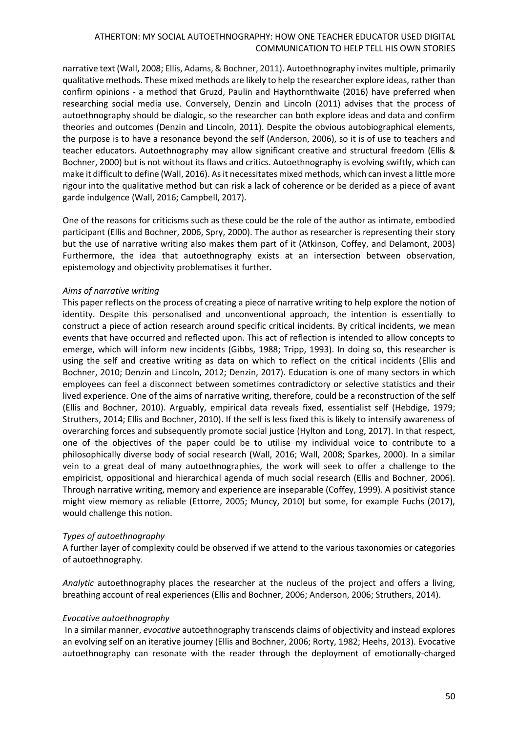narrative text (Wall, 2008; Ellis, Adams, & Bochner, 2011). Autoethnography invites multiple, primarily qualitative methods. These mixed methods are likely to help the researcher explore ideas, rather than confirm opinions - a method that Gruzd, Paulin and Haythornthwaite (2016) have preferred when researching social media use. Conversely, Denzin and Lincoln (2011) advises that the process of autoethnography should be dialogic, so the researcher can both explore ideas and data and confirm theories and outcomes (Denzin and Lincoln, 2011). Despite the obvious autobiographical elements, the purpose is to have a resonance beyond the self (Anderson, 2006), so it is of use to teachers and teacher educators. Autoethnography may allow significant creative and structural freedom (Ellis & Bochner, 2000) but is not without its flaws and critics. Autoethnography is evolving swiftly, which can make it difficult to define (Wall, 2016). As it necessitates mixed methods, which can invest a little more rigour into the qualitative method but can risk a lack of coherence or be derided as a piece of avant garde indulgence (Wall, 2016; Campbell, 2017).

One of the reasons for criticisms such as these could be the role of the author as intimate, embodied participant (Ellis and Bochner, 2006, Spry, 2000). The author as researcher is representing their story but the use of narrative writing also makes them part of it (Atkinson, Coffey, and Delamont, 2003) Furthermore, the idea that autoethnography exists at an intersection between observation, epistemology and objectivity problematises it further.

*Aims of narrative writing*

This paper reflects on the process of creating a piece of narrative writing to help explore the notion of identity. Despite this personalised and unconventional approach, the intention is essentially to construct a piece of action research around specific critical incidents. By critical incidents, we mean events that have occurred and reflected upon. This act of reflection is intended to allow concepts to emerge, which will inform new incidents (Gibbs, 1988; Tripp, 1993). In doing so, this researcher is using the self and creative writing as data on which to reflect on the critical incidents (Ellis and Bochner, 2010; Denzin and Lincoln, 2012; Denzin, 2017). Education is one of many sectors in which employees can feel a disconnect between sometimes contradictory or selective statistics and their lived experience. One of the aims of narrative writing, therefore, could be a reconstruction of the self (Ellis and Bochner, 2010). Arguably, empirical data reveals fixed, essentialist self (Hebdige, 1979; Struthers, 2014; Ellis and Bochner, 2010). If the self is less fixed this is likely to intensify awareness of overarching forces and subsequently promote social justice (Hylton and Long, 2017). In that respect, one of the objectives of the paper could be to utilise my individual voice to contribute to a philosophically diverse body of social research (Wall, 2016; Wall, 2008; Sparkes, 2000). In a similar vein to a great deal of many autoethnographies, the work will seek to offer a challenge to the empiricist, oppositional and hierarchical agenda of much social research (Ellis and Bochner, 2006). Through narrative writing, memory and experience are inseparable (Coffey, 1999). A positivist stance might view memory as reliable (Ettorre, 2005; Muncy, 2010) but some, for example Fuchs (2017), would challenge this notion.

*Types of autoethnography*

A further layer of complexity could be observed if we attend to the various taxonomies or categories of autoethnography.

*Analytic* autoethnography places the researcher at the nucleus of the project and offers a living, breathing account of real experiences (Ellis and Bochner, 2006; Anderson, 2006; Struthers, 2014).

*Evocative autoethnography*

In a similar manner, *evocative* autoethnography transcends claims of objectivity and instead explores an evolving self on an iterative journey (Ellis and Bochner, 2006; Rorty, 1982; Heehs, 2013). Evocative autoethnography can resonate with the reader through the deployment of emotionally-charged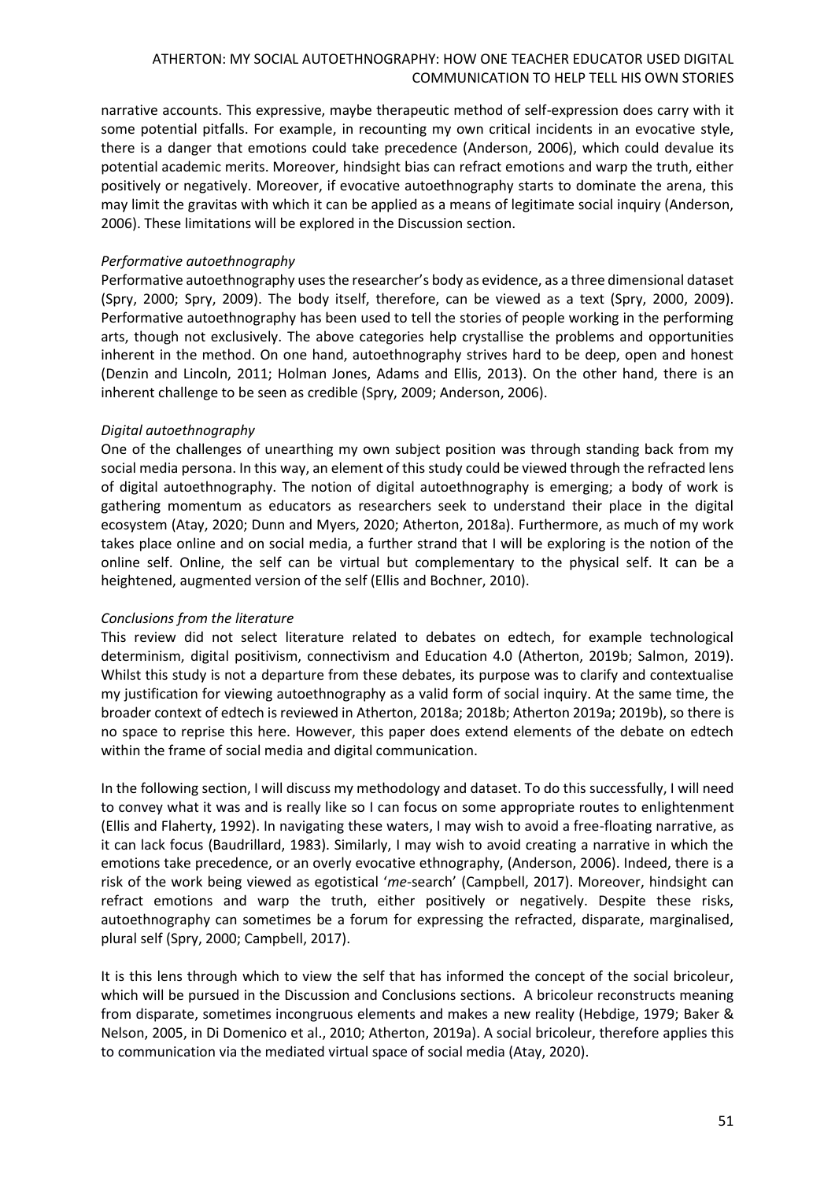narrative accounts. This expressive, maybe therapeutic method of self-expression does carry with it some potential pitfalls. For example, in recounting my own critical incidents in an evocative style, there is a danger that emotions could take precedence (Anderson, 2006), which could devalue its potential academic merits. Moreover, hindsight bias can refract emotions and warp the truth, either positively or negatively. Moreover, if evocative autoethnography starts to dominate the arena, this may limit the gravitas with which it can be applied as a means of legitimate social inquiry (Anderson, 2006). These limitations will be explored in the Discussion section.

*Performative autoethnography*

Performative autoethnography uses the researcher's body as evidence, as a three dimensional dataset (Spry, 2000; Spry, 2009). The body itself, therefore, can be viewed as a text (Spry, 2000, 2009). Performative autoethnography has been used to tell the stories of people working in the performing arts, though not exclusively. The above categories help crystallise the problems and opportunities inherent in the method. On one hand, autoethnography strives hard to be deep, open and honest (Denzin and Lincoln, 2011; Holman Jones, Adams and Ellis, 2013). On the other hand, there is an inherent challenge to be seen as credible (Spry, 2009; Anderson, 2006).

*Digital autoethnography*

One of the challenges of unearthing my own subject position was through standing back from my social media persona. In this way, an element of this study could be viewed through the refracted lens of digital autoethnography. The notion of digital autoethnography is emerging; a body of work is gathering momentum as educators as researchers seek to understand their place in the digital ecosystem (Atay, 2020; Dunn and Myers, 2020; Atherton, 2018a). Furthermore, as much of my work takes place online and on social media, a further strand that I will be exploring is the notion of the online self. Online, the self can be virtual but complementary to the physical self. It can be a heightened, augmented version of the self (Ellis and Bochner, 2010).

*Conclusions from the literature*

This review did not select literature related to debates on edtech, for example technological determinism, digital positivism, connectivism and Education 4.0 (Atherton, 2019b; Salmon, 2019). Whilst this study is not a departure from these debates, its purpose was to clarify and contextualise my justification for viewing autoethnography as a valid form of social inquiry. At the same time, the broader context of edtech is reviewed in Atherton, 2018a; 2018b; Atherton 2019a; 2019b), so there is no space to reprise this here. However, this paper does extend elements of the debate on edtech within the frame of social media and digital communication.

In the following section, I will discuss my methodology and dataset. To do this successfully, I will need to convey what it was and is really like so I can focus on some appropriate routes to enlightenment (Ellis and Flaherty, 1992). In navigating these waters, I may wish to avoid a free-floating narrative, as it can lack focus (Baudrillard, 1983). Similarly, I may wish to avoid creating a narrative in which the emotions take precedence, or an overly evocative ethnography, (Anderson, 2006). Indeed, there is a risk of the work being viewed as egotistical '*me*-search' (Campbell, 2017). Moreover, hindsight can refract emotions and warp the truth, either positively or negatively. Despite these risks, autoethnography can sometimes be a forum for expressing the refracted, disparate, marginalised, plural self (Spry, 2000; Campbell, 2017).

It is this lens through which to view the self that has informed the concept of the social bricoleur, which will be pursued in the Discussion and Conclusions sections. A bricoleur reconstructs meaning from disparate, sometimes incongruous elements and makes a new reality (Hebdige, 1979; Baker & Nelson, 2005, in Di Domenico et al., 2010; Atherton, 2019a). A social bricoleur, therefore applies this to communication via the mediated virtual space of social media (Atay, 2020).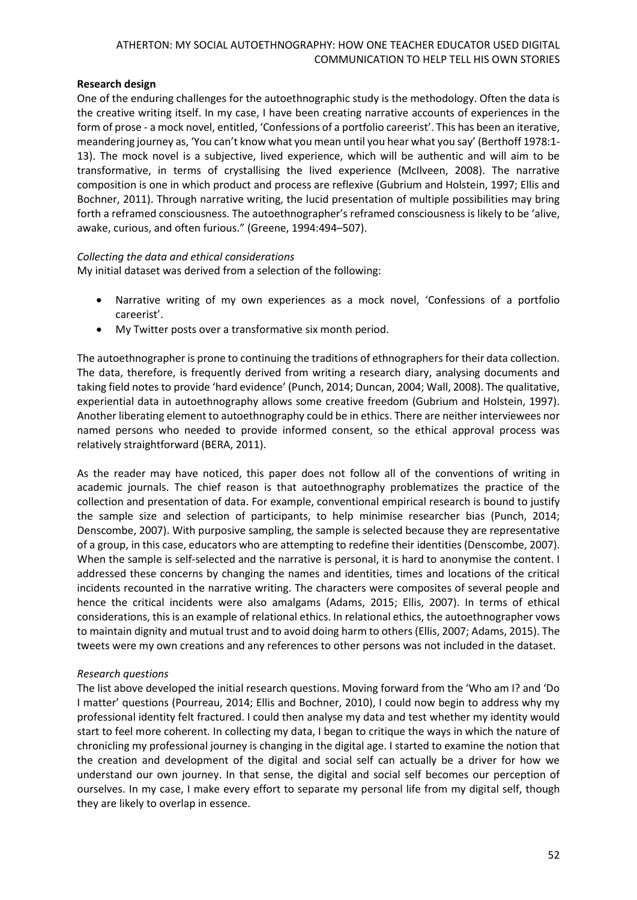**Research design**

One of the enduring challenges for the autoethnographic study is the methodology. Often the data is the creative writing itself. In my case, I have been creating narrative accounts of experiences in the form of prose - a mock novel, entitled, 'Confessions of a portfolio careerist'. This has been an iterative, meandering journey as, 'You can't know what you mean until you hear what you say' (Berthoff 1978:1-13). The mock novel is a subjective, lived experience, which will be authentic and will aim to be transformative, in terms of crystallising the lived experience (McIlveen, 2008). The narrative composition is one in which product and process are reflexive (Gubrium and Holstein, 1997; Ellis and Bochner, 2011). Through narrative writing, the lucid presentation of multiple possibilities may bring forth a reframed consciousness. The autoethnographer's reframed consciousness is likely to be 'alive, awake, curious, and often furious." (Greene, 1994:494–507).

*Collecting the data and ethical considerations*

My initial dataset was derived from a selection of the following:

- Narrative writing of my own experiences as a mock novel, 'Confessions of a portfolio careerist'.
- My Twitter posts over a transformative six month period.

The autoethnographer is prone to continuing the traditions of ethnographers for their data collection. The data, therefore, is frequently derived from writing a research diary, analysing documents and taking field notes to provide 'hard evidence' (Punch, 2014; Duncan, 2004; Wall, 2008). The qualitative, experiential data in autoethnography allows some creative freedom (Gubrium and Holstein, 1997). Another liberating element to autoethnography could be in ethics. There are neither interviewees nor named persons who needed to provide informed consent, so the ethical approval process was relatively straightforward (BERA, 2011).

As the reader may have noticed, this paper does not follow all of the conventions of writing in academic journals. The chief reason is that autoethnography problematizes the practice of the collection and presentation of data. For example, conventional empirical research is bound to justify the sample size and selection of participants, to help minimise researcher bias (Punch, 2014; Denscombe, 2007). With purposive sampling, the sample is selected because they are representative of a group, in this case, educators who are attempting to redefine their identities (Denscombe, 2007). When the sample is self-selected and the narrative is personal, it is hard to anonymise the content. I addressed these concerns by changing the names and identities, times and locations of the critical incidents recounted in the narrative writing. The characters were composites of several people and hence the critical incidents were also amalgams (Adams, 2015; Ellis, 2007). In terms of ethical considerations, this is an example of relational ethics. In relational ethics, the autoethnographer vows to maintain dignity and mutual trust and to avoid doing harm to others (Ellis, 2007; Adams, 2015). The tweets were my own creations and any references to other persons was not included in the dataset.

*Research questions*

The list above developed the initial research questions. Moving forward from the 'Who am I? and 'Do I matter' questions (Pourreau, 2014; Ellis and Bochner, 2010), I could now begin to address why my professional identity felt fractured. I could then analyse my data and test whether my identity would start to feel more coherent. In collecting my data, I began to critique the ways in which the nature of chronicling my professional journey is changing in the digital age. I started to examine the notion that the creation and development of the digital and social self can actually be a driver for how we understand our own journey. In that sense, the digital and social self becomes our perception of ourselves. In my case, I make every effort to separate my personal life from my digital self, though they are likely to overlap in essence.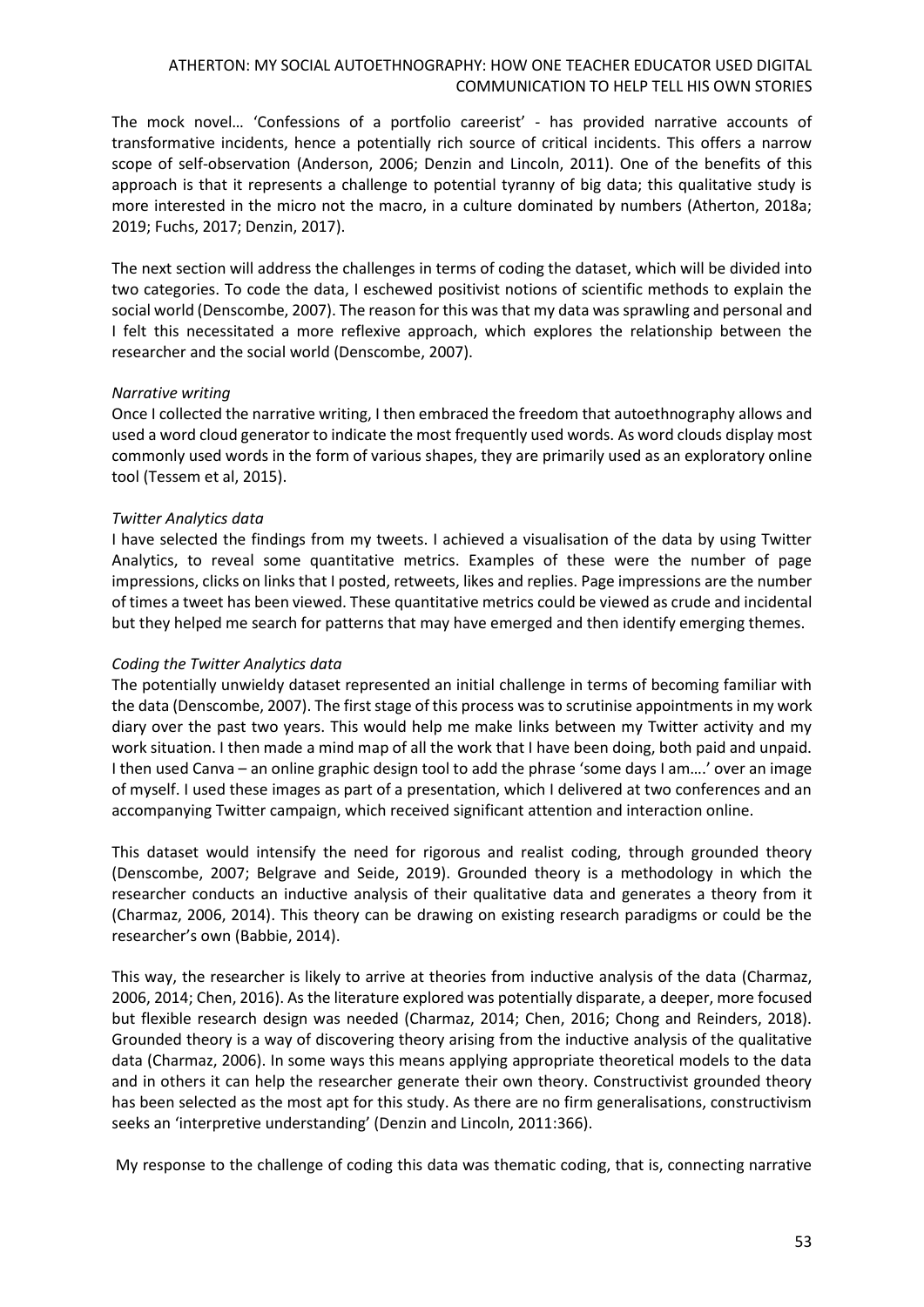The mock novel… 'Confessions of a portfolio careerist' - has provided narrative accounts of transformative incidents, hence a potentially rich source of critical incidents. This offers a narrow scope of self-observation (Anderson, 2006; Denzin and Lincoln, 2011). One of the benefits of this approach is that it represents a challenge to potential tyranny of big data; this qualitative study is more interested in the micro not the macro, in a culture dominated by numbers (Atherton, 2018a; 2019; Fuchs, 2017; Denzin, 2017).

The next section will address the challenges in terms of coding the dataset, which will be divided into two categories. To code the data, I eschewed positivist notions of scientific methods to explain the social world (Denscombe, 2007). The reason for this was that my data was sprawling and personal and I felt this necessitated a more reflexive approach, which explores the relationship between the researcher and the social world (Denscombe, 2007).

*Narrative writing*

Once I collected the narrative writing, I then embraced the freedom that autoethnography allows and used a word cloud generator to indicate the most frequently used words. As word clouds display most commonly used words in the form of various shapes, they are primarily used as an exploratory online tool (Tessem et al, 2015).

*Twitter Analytics data*

I have selected the findings from my tweets. I achieved a visualisation of the data by using Twitter Analytics, to reveal some quantitative metrics. Examples of these were the number of page impressions, clicks on links that I posted, retweets, likes and replies. Page impressions are the number of times a tweet has been viewed. These quantitative metrics could be viewed as crude and incidental but they helped me search for patterns that may have emerged and then identify emerging themes.

*Coding the Twitter Analytics data*

The potentially unwieldy dataset represented an initial challenge in terms of becoming familiar with the data (Denscombe, 2007). The first stage of this process was to scrutinise appointments in my work diary over the past two years. This would help me make links between my Twitter activity and my work situation. I then made a mind map of all the work that I have been doing, both paid and unpaid. I then used Canva – an online graphic design tool to add the phrase 'some days I am….' over an image of myself. I used these images as part of a presentation, which I delivered at two conferences and an accompanying Twitter campaign, which received significant attention and interaction online.

This dataset would intensify the need for rigorous and realist coding, through grounded theory (Denscombe, 2007; Belgrave and Seide, 2019). Grounded theory is a methodology in which the researcher conducts an inductive analysis of their qualitative data and generates a theory from it (Charmaz, 2006, 2014). This theory can be drawing on existing research paradigms or could be the researcher's own (Babbie, 2014).

This way, the researcher is likely to arrive at theories from inductive analysis of the data (Charmaz, 2006, 2014; Chen, 2016). As the literature explored was potentially disparate, a deeper, more focused but flexible research design was needed (Charmaz, 2014; Chen, 2016; Chong and Reinders, 2018). Grounded theory is a way of discovering theory arising from the inductive analysis of the qualitative data (Charmaz, 2006). In some ways this means applying appropriate theoretical models to the data and in others it can help the researcher generate their own theory. Constructivist grounded theory has been selected as the most apt for this study. As there are no firm generalisations, constructivism seeks an 'interpretive understanding' (Denzin and Lincoln, 2011:366).

My response to the challenge of coding this data was thematic coding, that is, connecting narrative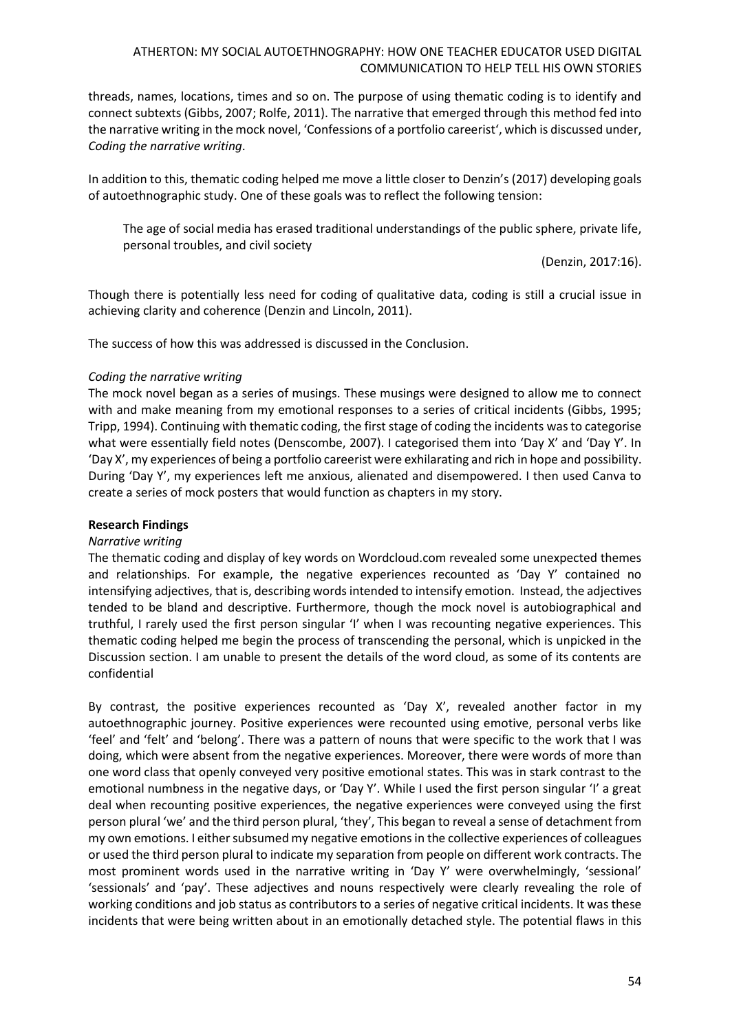threads, names, locations, times and so on. The purpose of using thematic coding is to identify and connect subtexts (Gibbs, 2007; Rolfe, 2011). The narrative that emerged through this method fed into the narrative writing in the mock novel, 'Confessions of a portfolio careerist', which is discussed under, *Coding the narrative writing*.

In addition to this, thematic coding helped me move a little closer to Denzin's (2017) developing goals of autoethnographic study. One of these goals was to reflect the following tension:

> The age of social media has erased traditional understandings of the public sphere, private life, personal troubles, and civil society
>
> (Denzin, 2017:16).

Though there is potentially less need for coding of qualitative data, coding is still a crucial issue in achieving clarity and coherence (Denzin and Lincoln, 2011).

The success of how this was addressed is discussed in the Conclusion.

*Coding the narrative writing*

The mock novel began as a series of musings. These musings were designed to allow me to connect with and make meaning from my emotional responses to a series of critical incidents (Gibbs, 1995; Tripp, 1994). Continuing with thematic coding, the first stage of coding the incidents was to categorise what were essentially field notes (Denscombe, 2007). I categorised them into 'Day X' and 'Day Y'. In 'Day X', my experiences of being a portfolio careerist were exhilarating and rich in hope and possibility. During 'Day Y', my experiences left me anxious, alienated and disempowered. I then used Canva to create a series of mock posters that would function as chapters in my story.

**Research Findings**

*Narrative writing*

The thematic coding and display of key words on Wordcloud.com revealed some unexpected themes and relationships. For example, the negative experiences recounted as 'Day Y' contained no intensifying adjectives, that is, describing words intended to intensify emotion. Instead, the adjectives tended to be bland and descriptive. Furthermore, though the mock novel is autobiographical and truthful, I rarely used the first person singular 'I' when I was recounting negative experiences. This thematic coding helped me begin the process of transcending the personal, which is unpicked in the Discussion section. I am unable to present the details of the word cloud, as some of its contents are confidential

By contrast, the positive experiences recounted as 'Day X', revealed another factor in my autoethnographic journey. Positive experiences were recounted using emotive, personal verbs like 'feel' and 'felt' and 'belong'. There was a pattern of nouns that were specific to the work that I was doing, which were absent from the negative experiences. Moreover, there were words of more than one word class that openly conveyed very positive emotional states. This was in stark contrast to the emotional numbness in the negative days, or 'Day Y'. While I used the first person singular 'I' a great deal when recounting positive experiences, the negative experiences were conveyed using the first person plural 'we' and the third person plural, 'they', This began to reveal a sense of detachment from my own emotions. I either subsumed my negative emotions in the collective experiences of colleagues or used the third person plural to indicate my separation from people on different work contracts. The most prominent words used in the narrative writing in 'Day Y' were overwhelmingly, 'sessional' 'sessionals' and 'pay'. These adjectives and nouns respectively were clearly revealing the role of working conditions and job status as contributors to a series of negative critical incidents. It was these incidents that were being written about in an emotionally detached style. The potential flaws in this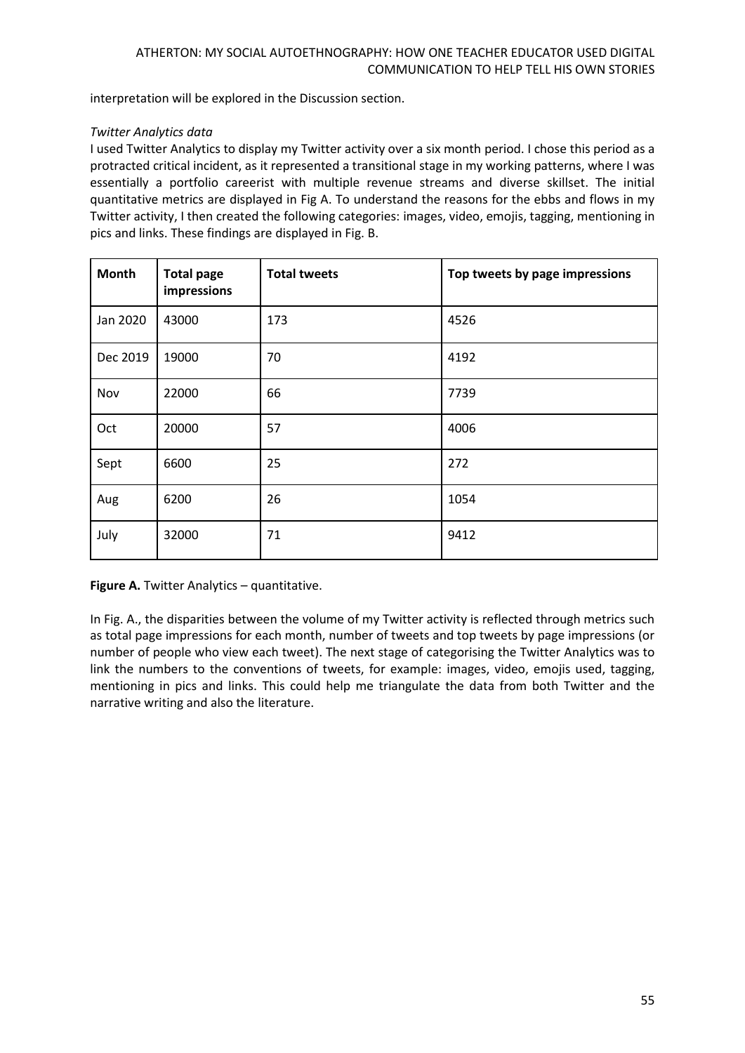interpretation will be explored in the Discussion section.

*Twitter Analytics data*

I used Twitter Analytics to display my Twitter activity over a six month period. I chose this period as a protracted critical incident, as it represented a transitional stage in my working patterns, where I was essentially a portfolio careerist with multiple revenue streams and diverse skillset. The initial quantitative metrics are displayed in Fig A. To understand the reasons for the ebbs and flows in my Twitter activity, I then created the following categories: images, video, emojis, tagging, mentioning in pics and links. These findings are displayed in Fig. B.

| Month | Total page impressions | Total tweets | Top tweets by page impressions |
|---|---|---|---|
| Jan 2020 | 43000 | 173 | 4526 |
| Dec 2019 | 19000 | 70 | 4192 |
| Nov | 22000 | 66 | 7739 |
| Oct | 20000 | 57 | 4006 |
| Sept | 6600 | 25 | 272 |
| Aug | 6200 | 26 | 1054 |
| July | 32000 | 71 | 9412 |

**Figure A.** Twitter Analytics – quantitative.

In Fig. A., the disparities between the volume of my Twitter activity is reflected through metrics such as total page impressions for each month, number of tweets and top tweets by page impressions (or number of people who view each tweet). The next stage of categorising the Twitter Analytics was to link the numbers to the conventions of tweets, for example: images, video, emojis used, tagging, mentioning in pics and links. This could help me triangulate the data from both Twitter and the narrative writing and also the literature.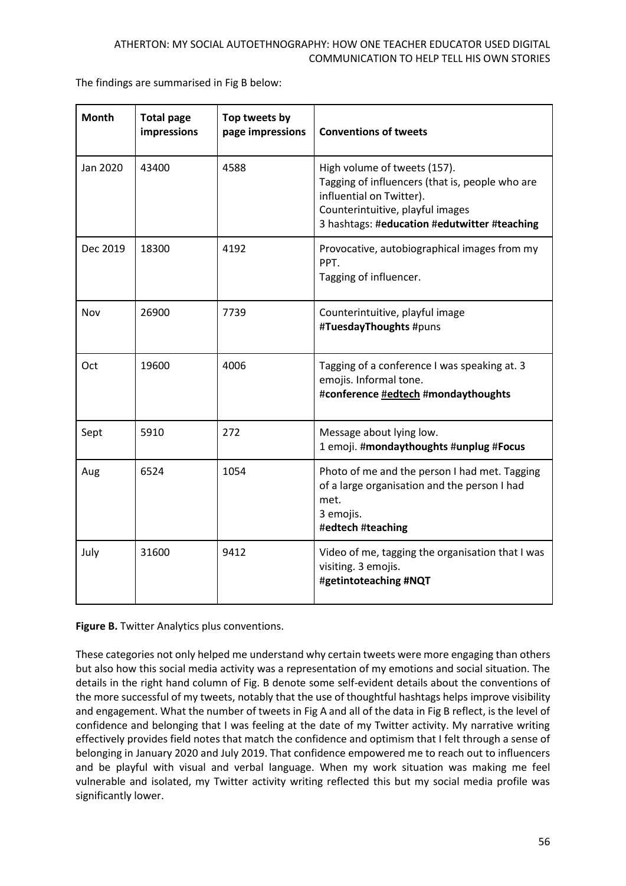The findings are summarised in Fig B below:

| Month | Total page impressions | Top tweets by page impressions | Conventions of tweets |
| --- | --- | --- | --- |
| Jan 2020 | 43400 | 4588 | High volume of tweets (157).<br>Tagging of influencers (that is, people who are influential on Twitter).<br>Counterintuitive, playful images<br>3 hashtags: #**education** #**edutwitter** #**teaching** |
| Dec 2019 | 18300 | 4192 | Provocative, autobiographical images from my PPT.<br>Tagging of influencer. |
| Nov | 26900 | 7739 | Counterintuitive, playful image<br>#**TuesdayThoughts** #puns |
| Oct | 19600 | 4006 | Tagging of a conference I was speaking at. 3 emojis. Informal tone.<br>#**conference** #**edtech** #**mondaythoughts** |
| Sept | 5910 | 272 | Message about lying low.<br>1 emoji. #**mondaythoughts** #**unplug** #**Focus** |
| Aug | 6524 | 1054 | Photo of me and the person I had met. Tagging of a large organisation and the person I had met.<br>3 emojis.<br>#**edtech** #**teaching** |
| July | 31600 | 9412 | Video of me, tagging the organisation that I was visiting. 3 emojis.<br>#**getintoteaching** **#NQT** |

**Figure B.** Twitter Analytics plus conventions.

These categories not only helped me understand why certain tweets were more engaging than others but also how this social media activity was a representation of my emotions and social situation. The details in the right hand column of Fig. B denote some self-evident details about the conventions of the more successful of my tweets, notably that the use of thoughtful hashtags helps improve visibility and engagement. What the number of tweets in Fig A and all of the data in Fig B reflect, is the level of confidence and belonging that I was feeling at the date of my Twitter activity. My narrative writing effectively provides field notes that match the confidence and optimism that I felt through a sense of belonging in January 2020 and July 2019. That confidence empowered me to reach out to influencers and be playful with visual and verbal language. When my work situation was making me feel vulnerable and isolated, my Twitter activity writing reflected this but my social media profile was significantly lower.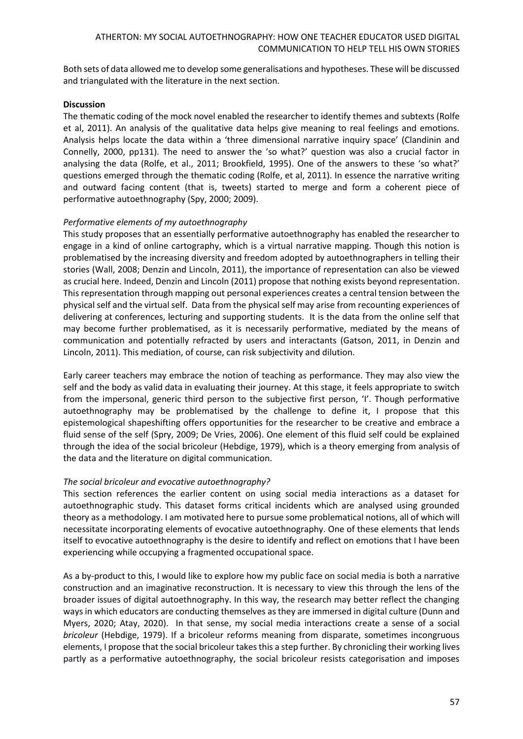Both sets of data allowed me to develop some generalisations and hypotheses. These will be discussed and triangulated with the literature in the next section.

**Discussion**

The thematic coding of the mock novel enabled the researcher to identify themes and subtexts (Rolfe et al, 2011). An analysis of the qualitative data helps give meaning to real feelings and emotions. Analysis helps locate the data within a 'three dimensional narrative inquiry space' (Clandinin and Connelly, 2000, pp131). The need to answer the 'so what?' question was also a crucial factor in analysing the data (Rolfe, et al., 2011; Brookfield, 1995). One of the answers to these 'so what?' questions emerged through the thematic coding (Rolfe, et al, 2011). In essence the narrative writing and outward facing content (that is, tweets) started to merge and form a coherent piece of performative autoethnography (Spy, 2000; 2009).

*Performative elements of my autoethnography*

This study proposes that an essentially performative autoethnography has enabled the researcher to engage in a kind of online cartography, which is a virtual narrative mapping. Though this notion is problematised by the increasing diversity and freedom adopted by autoethnographers in telling their stories (Wall, 2008; Denzin and Lincoln, 2011), the importance of representation can also be viewed as crucial here. Indeed, Denzin and Lincoln (2011) propose that nothing exists beyond representation. This representation through mapping out personal experiences creates a central tension between the physical self and the virtual self. Data from the physical self may arise from recounting experiences of delivering at conferences, lecturing and supporting students. It is the data from the online self that may become further problematised, as it is necessarily performative, mediated by the means of communication and potentially refracted by users and interactants (Gatson, 2011, in Denzin and Lincoln, 2011). This mediation, of course, can risk subjectivity and dilution.

Early career teachers may embrace the notion of teaching as performance. They may also view the self and the body as valid data in evaluating their journey. At this stage, it feels appropriate to switch from the impersonal, generic third person to the subjective first person, 'I'. Though performative autoethnography may be problematised by the challenge to define it, I propose that this epistemological shapeshifting offers opportunities for the researcher to be creative and embrace a fluid sense of the self (Spry, 2009; De Vries, 2006). One element of this fluid self could be explained through the idea of the social bricoleur (Hebdige, 1979), which is a theory emerging from analysis of the data and the literature on digital communication.

*The social bricoleur and evocative autoethnography?*

This section references the earlier content on using social media interactions as a dataset for autoethnographic study. This dataset forms critical incidents which are analysed using grounded theory as a methodology. I am motivated here to pursue some problematical notions, all of which will necessitate incorporating elements of evocative autoethnography. One of these elements that lends itself to evocative autoethnography is the desire to identify and reflect on emotions that I have been experiencing while occupying a fragmented occupational space.

As a by-product to this, I would like to explore how my public face on social media is both a narrative construction and an imaginative reconstruction. It is necessary to view this through the lens of the broader issues of digital autoethnography. In this way, the research may better reflect the changing ways in which educators are conducting themselves as they are immersed in digital culture (Dunn and Myers, 2020; Atay, 2020). In that sense, my social media interactions create a sense of a social *bricoleur* (Hebdige, 1979). If a bricoleur reforms meaning from disparate, sometimes incongruous elements, I propose that the social bricoleur takes this a step further. By chronicling their working lives partly as a performative autoethnography, the social bricoleur resists categorisation and imposes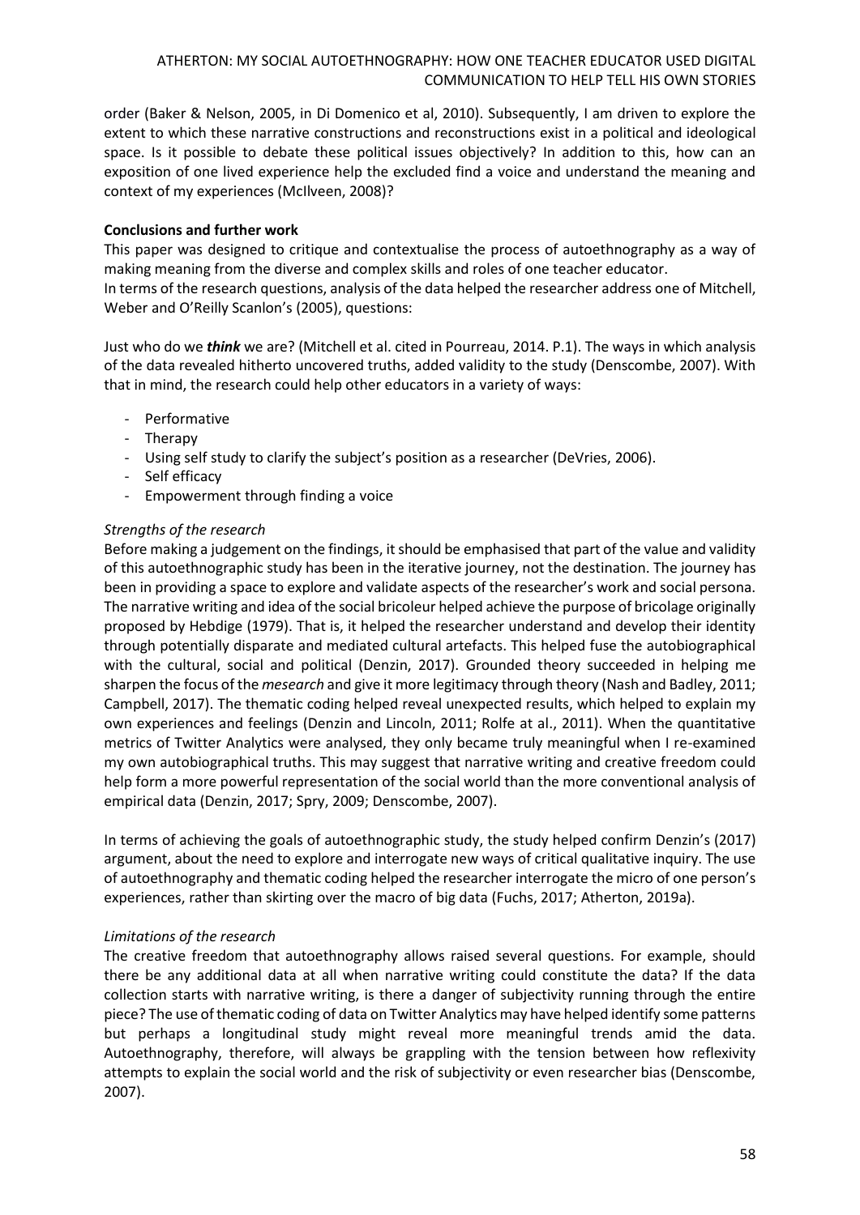order (Baker & Nelson, 2005, in Di Domenico et al, 2010). Subsequently, I am driven to explore the extent to which these narrative constructions and reconstructions exist in a political and ideological space. Is it possible to debate these political issues objectively? In addition to this, how can an exposition of one lived experience help the excluded find a voice and understand the meaning and context of my experiences (McIlveen, 2008)?

**Conclusions and further work**

This paper was designed to critique and contextualise the process of autoethnography as a way of making meaning from the diverse and complex skills and roles of one teacher educator.
In terms of the research questions, analysis of the data helped the researcher address one of Mitchell, Weber and O'Reilly Scanlon's (2005), questions:

Just who do we ***think*** we are? (Mitchell et al. cited in Pourreau, 2014. P.1). The ways in which analysis of the data revealed hitherto uncovered truths, added validity to the study (Denscombe, 2007). With that in mind, the research could help other educators in a variety of ways:

- Performative
- Therapy
- Using self study to clarify the subject's position as a researcher (DeVries, 2006).
- Self efficacy
- Empowerment through finding a voice

*Strengths of the research*

Before making a judgement on the findings, it should be emphasised that part of the value and validity of this autoethnographic study has been in the iterative journey, not the destination. The journey has been in providing a space to explore and validate aspects of the researcher's work and social persona. The narrative writing and idea of the social bricoleur helped achieve the purpose of bricolage originally proposed by Hebdige (1979). That is, it helped the researcher understand and develop their identity through potentially disparate and mediated cultural artefacts. This helped fuse the autobiographical with the cultural, social and political (Denzin, 2017). Grounded theory succeeded in helping me sharpen the focus of the *mesearch* and give it more legitimacy through theory (Nash and Badley, 2011; Campbell, 2017). The thematic coding helped reveal unexpected results, which helped to explain my own experiences and feelings (Denzin and Lincoln, 2011; Rolfe at al., 2011). When the quantitative metrics of Twitter Analytics were analysed, they only became truly meaningful when I re-examined my own autobiographical truths. This may suggest that narrative writing and creative freedom could help form a more powerful representation of the social world than the more conventional analysis of empirical data (Denzin, 2017; Spry, 2009; Denscombe, 2007).

In terms of achieving the goals of autoethnographic study, the study helped confirm Denzin's (2017) argument, about the need to explore and interrogate new ways of critical qualitative inquiry. The use of autoethnography and thematic coding helped the researcher interrogate the micro of one person's experiences, rather than skirting over the macro of big data (Fuchs, 2017; Atherton, 2019a).

*Limitations of the research*

The creative freedom that autoethnography allows raised several questions. For example, should there be any additional data at all when narrative writing could constitute the data? If the data collection starts with narrative writing, is there a danger of subjectivity running through the entire piece? The use of thematic coding of data on Twitter Analytics may have helped identify some patterns but perhaps a longitudinal study might reveal more meaningful trends amid the data. Autoethnography, therefore, will always be grappling with the tension between how reflexivity attempts to explain the social world and the risk of subjectivity or even researcher bias (Denscombe, 2007).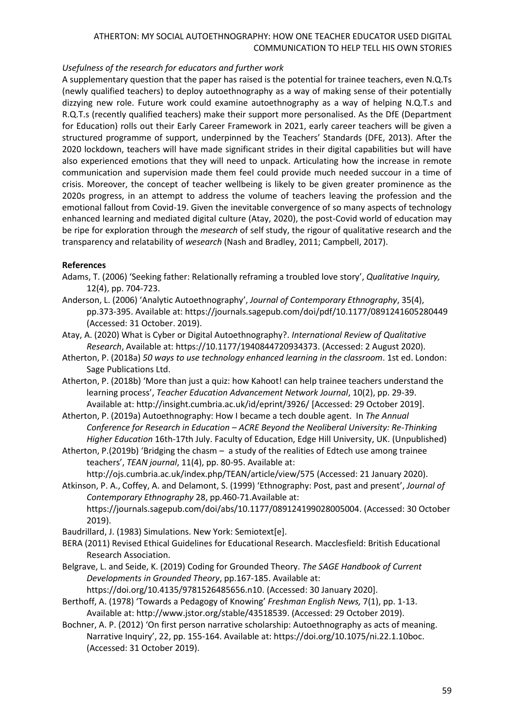*Usefulness of the research for educators and further work*

A supplementary question that the paper has raised is the potential for trainee teachers, even N.Q.Ts (newly qualified teachers) to deploy autoethnography as a way of making sense of their potentially dizzying new role. Future work could examine autoethnography as a way of helping N.Q.T.s and R.Q.T.s (recently qualified teachers) make their support more personalised. As the DfE (Department for Education) rolls out their Early Career Framework in 2021, early career teachers will be given a structured programme of support, underpinned by the Teachers' Standards (DFE, 2013). After the 2020 lockdown, teachers will have made significant strides in their digital capabilities but will have also experienced emotions that they will need to unpack. Articulating how the increase in remote communication and supervision made them feel could provide much needed succour in a time of crisis. Moreover, the concept of teacher wellbeing is likely to be given greater prominence as the 2020s progress, in an attempt to address the volume of teachers leaving the profession and the emotional fallout from Covid-19. Given the inevitable convergence of so many aspects of technology enhanced learning and mediated digital culture (Atay, 2020), the post-Covid world of education may be ripe for exploration through the *mesearch* of self study, the rigour of qualitative research and the transparency and relatability of *wesearch* (Nash and Bradley, 2011; Campbell, 2017).

**References**

Adams, T. (2006) 'Seeking father: Relationally reframing a troubled love story', *Qualitative Inquiry,* 12(4), pp. 704-723.

Anderson, L. (2006) 'Analytic Autoethnography', *Journal of Contemporary Ethnography*, 35(4), pp.373-395. Available at: https://journals.sagepub.com/doi/pdf/10.1177/0891241605280449 (Accessed: 31 October. 2019).

Atay, A. (2020) What is Cyber or Digital Autoethnography?. *International Review of Qualitative Research*, Available at: https://10.1177/1940844720934373. (Accessed: 2 August 2020).

Atherton, P. (2018a) *50 ways to use technology enhanced learning in the classroom*. 1st ed. London: Sage Publications Ltd.

Atherton, P. (2018b) 'More than just a quiz: how Kahoot! can help trainee teachers understand the learning process', *Teacher Education Advancement Network Journal*, 10(2), pp. 29-39. Available at: http://insight.cumbria.ac.uk/id/eprint/3926/ [Accessed: 29 October 2019].

Atherton, P. (2019a) Autoethnography: How I became a tech double agent. In *The Annual Conference for Research in Education – ACRE Beyond the Neoliberal University: Re-Thinking Higher Education* 16th-17th July. Faculty of Education, Edge Hill University, UK. (Unpublished)

Atherton, P.(2019b) 'Bridging the chasm – a study of the realities of Edtech use among trainee teachers', *TEAN journal*, 11(4), pp. 80-95. Available at: http://ojs.cumbria.ac.uk/index.php/TEAN/article/view/575 (Accessed: 21 January 2020).

Atkinson, P. A., Coffey, A. and Delamont, S. (1999) 'Ethnography: Post, past and present', *Journal of Contemporary Ethnography* 28, pp.460-71.Available at: https://journals.sagepub.com/doi/abs/10.1177/089124199028005004. (Accessed: 30 October 2019).

Baudrillard, J. (1983) Simulations. New York: Semiotext[e].

BERA (2011) Revised Ethical Guidelines for Educational Research. Macclesfield: British Educational Research Association.

Belgrave, L. and Seide, K. (2019) Coding for Grounded Theory. *The SAGE Handbook of Current Developments in Grounded Theory*, pp.167-185. Available at: https://doi.org/10.4135/9781526485656.n10. (Accessed: 30 January 2020].

Berthoff, A. (1978) 'Towards a Pedagogy of Knowing' *Freshman English News,* 7(1), pp. 1-13. Available at: http://www.jstor.org/stable/43518539. (Accessed: 29 October 2019).

Bochner, A. P. (2012) 'On first person narrative scholarship: Autoethnography as acts of meaning. Narrative Inquiry', 22, pp. 155-164. Available at: https://doi.org/10.1075/ni.22.1.10boc. (Accessed: 31 October 2019).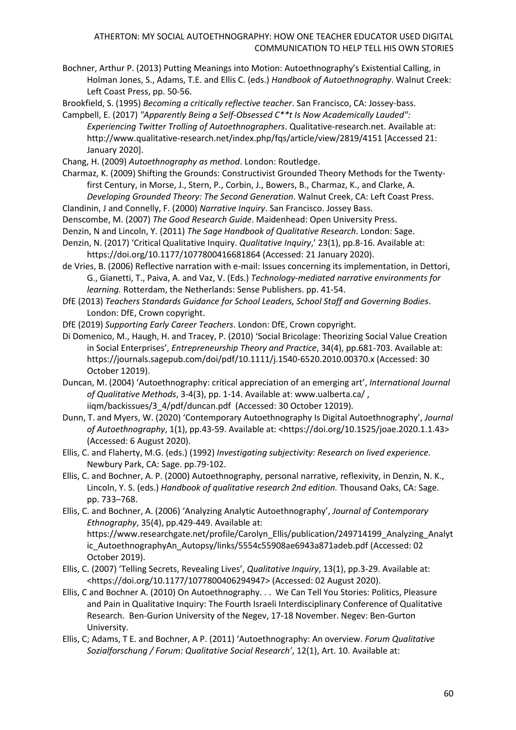Bochner, Arthur P. (2013) Putting Meanings into Motion: Autoethnography's Existential Calling, in Holman Jones, S., Adams, T.E. and Ellis C. (eds.) *Handbook of Autoethnography*. Walnut Creek: Left Coast Press, pp. 50-56.

Brookfield, S. (1995) *Becoming a critically reflective teacher*. San Francisco, CA: Jossey-bass.

Campbell, E. (2017) *"Apparently Being a Self-Obsessed C**t Is Now Academically Lauded": Experiencing Twitter Trolling of Autoethnographers*. Qualitative-research.net. Available at: http://www.qualitative-research.net/index.php/fqs/article/view/2819/4151 [Accessed 21: January 2020].

Chang, H. (2009) *Autoethnography as method*. London: Routledge.

Charmaz, K. (2009) Shifting the Grounds: Constructivist Grounded Theory Methods for the Twenty-first Century, in Morse, J., Stern, P., Corbin, J., Bowers, B., Charmaz, K., and Clarke, A. *Developing Grounded Theory: The Second Generation*. Walnut Creek, CA: Left Coast Press.

Clandinin, J and Connelly, F. (2000) *Narrative Inquiry*. San Francisco. Jossey Bass.

Denscombe, M. (2007) *The Good Research Guide*. Maidenhead: Open University Press.

Denzin, N and Lincoln, Y. (2011) *The Sage Handbook of Qualitative Research*. London: Sage.

Denzin, N. (2017) 'Critical Qualitative Inquiry. *Qualitative Inquiry*,' 23(1), pp.8-16. Available at: https://doi.org/10.1177/1077800416681864 (Accessed: 21 January 2020).

de Vries, B. (2006) Reflective narration with e-mail: Issues concerning its implementation, in Dettori, G., Gianetti, T., Paiva, A. and Vaz, V. (Eds.) *Technology-mediated narrative environments for learning.* Rotterdam, the Netherlands: Sense Publishers. pp. 41-54.

DfE (2013) *Teachers Standards Guidance for School Leaders, School Staff and Governing Bodies*. London: DfE, Crown copyright.

DfE (2019) *Supporting Early Career Teachers*. London: DfE, Crown copyright.

Di Domenico, M., Haugh, H. and Tracey, P. (2010) 'Social Bricolage: Theorizing Social Value Creation in Social Enterprises', *Entrepreneurship Theory and Practice*, 34(4), pp.681-703. Available at: https://journals.sagepub.com/doi/pdf/10.1111/j.1540-6520.2010.00370.x (Accessed: 30 October 12019).

Duncan, M. (2004) 'Autoethnography: critical appreciation of an emerging art', *International Journal of Qualitative Methods*, 3-4(3), pp. 1-14. Available at: www.ualberta.ca/ , iiqm/backissues/3_4/pdf/duncan.pdf (Accessed: 30 October 12019).

Dunn, T. and Myers, W. (2020) 'Contemporary Autoethnography Is Digital Autoethnography', *Journal of Autoethnography*, 1(1), pp.43-59. Available at: <https://doi.org/10.1525/joae.2020.1.1.43> (Accessed: 6 August 2020).

Ellis, C. and Flaherty, M.G. (eds.) (1992) *Investigating subjectivity: Research on lived experience.* Newbury Park, CA: Sage. pp.79-102.

Ellis, C. and Bochner, A. P. (2000) Autoethnography, personal narrative, reflexivity, in Denzin, N. K., Lincoln, Y. S. (eds.) *Handbook of qualitative research 2nd edition.* Thousand Oaks, CA: Sage. pp. 733–768.

Ellis, C. and Bochner, A. (2006) 'Analyzing Analytic Autoethnography', *Journal of Contemporary Ethnography*, 35(4), pp.429-449. Available at: https://www.researchgate.net/profile/Carolyn_Ellis/publication/249714199_Analyzing_Analytic_AutoethnographyAn_Autopsy/links/5554c55908ae6943a871adeb.pdf (Accessed: 02 October 2019).

Ellis, C. (2007) 'Telling Secrets, Revealing Lives', *Qualitative Inquiry*, 13(1), pp.3-29. Available at: <https://doi.org/10.1177/1077800406294947> (Accessed: 02 August 2020).

Ellis, C and Bochner A. (2010) On Autoethnography. . . We Can Tell You Stories: Politics, Pleasure and Pain in Qualitative Inquiry: The Fourth Israeli Interdisciplinary Conference of Qualitative Research. Ben-Gurion University of the Negev, 17-18 November. Negev: Ben-Gurton University.

Ellis, C; Adams, T E. and Bochner, A P. (2011) 'Autoethnography: An overview. *Forum Qualitative Sozialforschung / Forum: Qualitative Social Research'*, 12(1), Art. 10. Available at: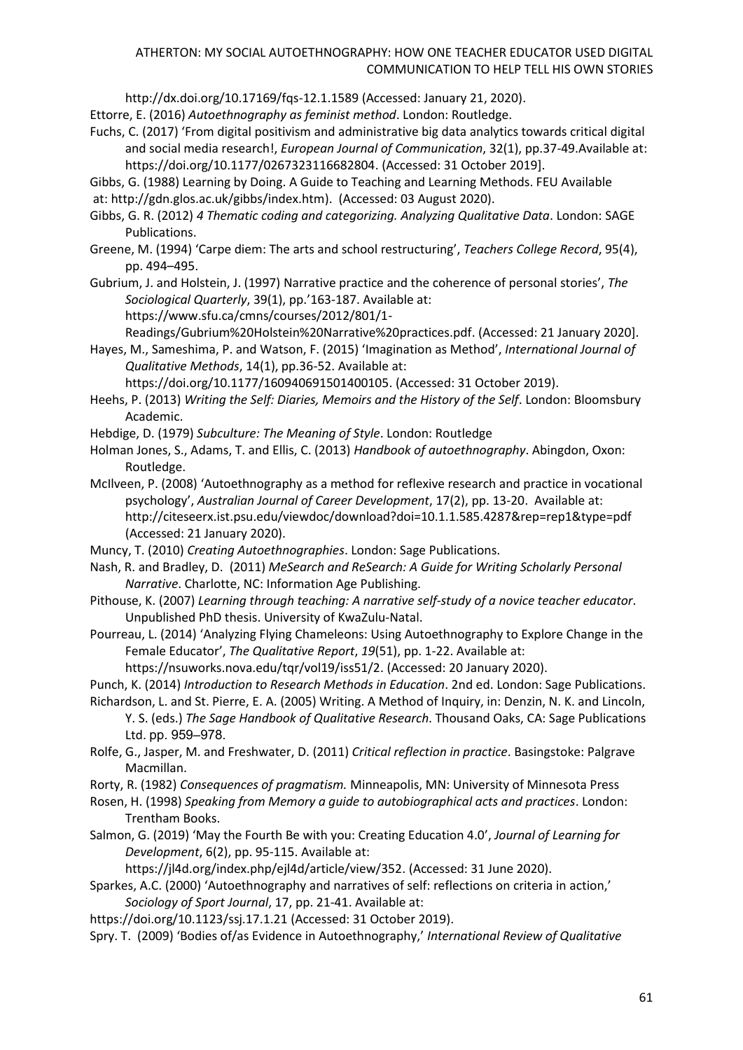http://dx.doi.org/10.17169/fqs-12.1.1589 (Accessed: January 21, 2020).

Ettorre, E. (2016) *Autoethnography as feminist method*. London: Routledge.

Fuchs, C. (2017) 'From digital positivism and administrative big data analytics towards critical digital and social media research!, *European Journal of Communication*, 32(1), pp.37-49.Available at: https://doi.org/10.1177/0267323116682804. (Accessed: 31 October 2019].

Gibbs, G. (1988) Learning by Doing. A Guide to Teaching and Learning Methods. FEU Available at: http://gdn.glos.ac.uk/gibbs/index.htm). (Accessed: 03 August 2020).

Gibbs, G. R. (2012) *4 Thematic coding and categorizing. Analyzing Qualitative Data*. London: SAGE Publications.

Greene, M. (1994) 'Carpe diem: The arts and school restructuring', *Teachers College Record*, 95(4), pp. 494–495.

Gubrium, J. and Holstein, J. (1997) Narrative practice and the coherence of personal stories', *The Sociological Quarterly*, 39(1), pp.'163-187. Available at: https://www.sfu.ca/cmns/courses/2012/801/1-Readings/Gubrium%20Holstein%20Narrative%20practices.pdf. (Accessed: 21 January 2020].

Hayes, M., Sameshima, P. and Watson, F. (2015) 'Imagination as Method', *International Journal of Qualitative Methods*, 14(1), pp.36-52. Available at: https://doi.org/10.1177/160940691501400105. (Accessed: 31 October 2019).

Heehs, P. (2013) *Writing the Self: Diaries, Memoirs and the History of the Self*. London: Bloomsbury Academic.

Hebdige, D. (1979) *Subculture: The Meaning of Style*. London: Routledge

Holman Jones, S., Adams, T. and Ellis, C. (2013) *Handbook of autoethnography*. Abingdon, Oxon: Routledge.

McIlveen, P. (2008) 'Autoethnography as a method for reflexive research and practice in vocational psychology', *Australian Journal of Career Development*, 17(2), pp. 13-20. Available at: http://citeseerx.ist.psu.edu/viewdoc/download?doi=10.1.1.585.4287&rep=rep1&type=pdf (Accessed: 21 January 2020).

Muncy, T. (2010) *Creating Autoethnographies*. London: Sage Publications.

Nash, R. and Bradley, D. (2011) *MeSearch and ReSearch: A Guide for Writing Scholarly Personal Narrative*. Charlotte, NC: Information Age Publishing.

Pithouse, K. (2007) *Learning through teaching: A narrative self-study of a novice teacher educator*. Unpublished PhD thesis. University of KwaZulu-Natal.

Pourreau, L. (2014) 'Analyzing Flying Chameleons: Using Autoethnography to Explore Change in the Female Educator', *The Qualitative Report*, *19*(51), pp. 1-22. Available at: https://nsuworks.nova.edu/tqr/vol19/iss51/2. (Accessed: 20 January 2020).

Punch, K. (2014) *Introduction to Research Methods in Education*. 2nd ed. London: Sage Publications.

Richardson, L. and St. Pierre, E. A. (2005) Writing. A Method of Inquiry, in: Denzin, N. K. and Lincoln, Y. S. (eds.) *The Sage Handbook of Qualitative Research*. Thousand Oaks, CA: Sage Publications Ltd. pp. 959–978.

Rolfe, G., Jasper, M. and Freshwater, D. (2011) *Critical reflection in practice*. Basingstoke: Palgrave Macmillan.

Rorty, R. (1982) *Consequences of pragmatism.* Minneapolis, MN: University of Minnesota Press

Rosen, H. (1998) *Speaking from Memory a guide to autobiographical acts and practices*. London: Trentham Books.

Salmon, G. (2019) 'May the Fourth Be with you: Creating Education 4.0', *Journal of Learning for Development*, 6(2), pp. 95-115. Available at: https://jl4d.org/index.php/ejl4d/article/view/352. (Accessed: 31 June 2020).

Sparkes, A.C. (2000) 'Autoethnography and narratives of self: reflections on criteria in action,' *Sociology of Sport Journal*, 17, pp. 21-41. Available at: https://doi.org/10.1123/ssj.17.1.21 (Accessed: 31 October 2019).

Spry. T. (2009) 'Bodies of/as Evidence in Autoethnography,' *International Review of Qualitative*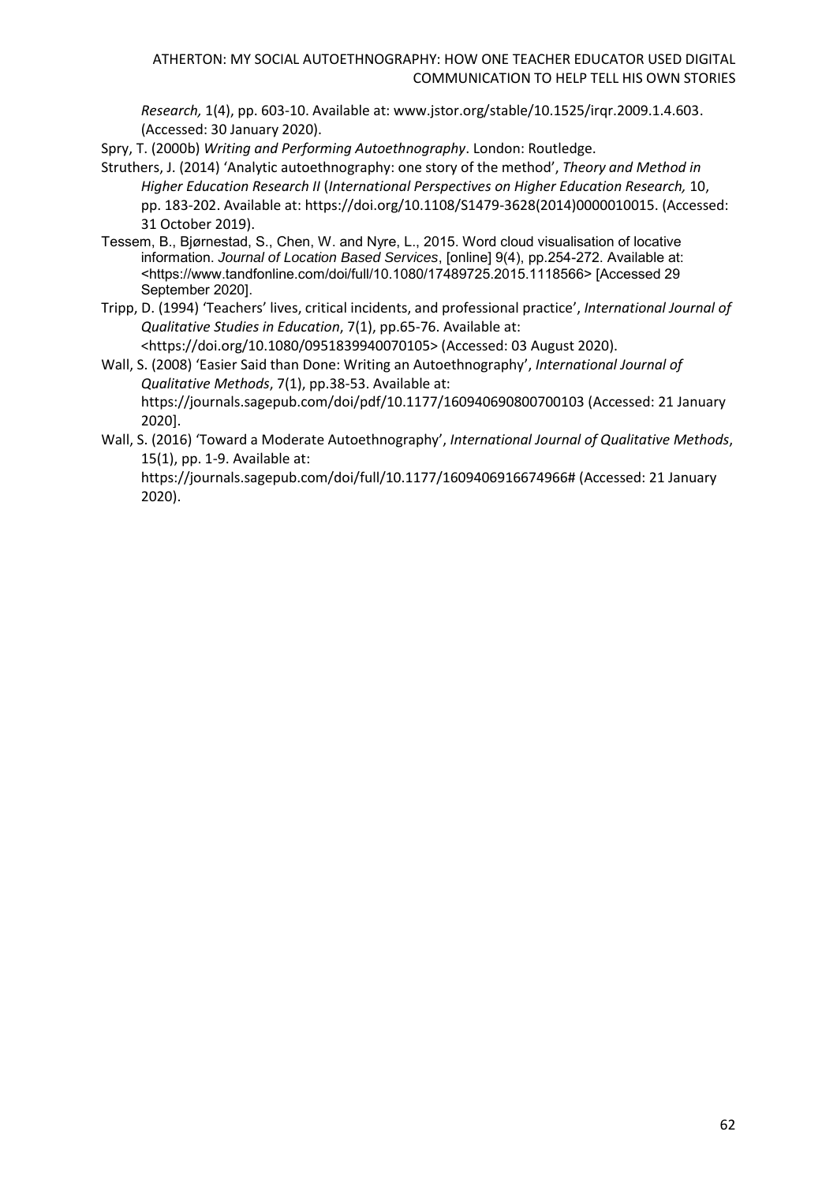*Research,* 1(4), pp. 603-10. Available at: www.jstor.org/stable/10.1525/irqr.2009.1.4.603. (Accessed: 30 January 2020).

Spry, T. (2000b) *Writing and Performing Autoethnography*. London: Routledge.

Struthers, J. (2014) 'Analytic autoethnography: one story of the method', *Theory and Method in Higher Education Research II* (*International Perspectives on Higher Education Research,* 10, pp. 183-202. Available at: https://doi.org/10.1108/S1479-3628(2014)0000010015. (Accessed: 31 October 2019).

Tessem, B., Bjørnestad, S., Chen, W. and Nyre, L., 2015. Word cloud visualisation of locative information. *Journal of Location Based Services*, [online] 9(4), pp.254-272. Available at: <https://www.tandfonline.com/doi/full/10.1080/17489725.2015.1118566> [Accessed 29 September 2020].

Tripp, D. (1994) 'Teachers' lives, critical incidents, and professional practice', *International Journal of Qualitative Studies in Education*, 7(1), pp.65-76. Available at: <https://doi.org/10.1080/0951839940070105> (Accessed: 03 August 2020).

Wall, S. (2008) 'Easier Said than Done: Writing an Autoethnography', *International Journal of Qualitative Methods*, 7(1), pp.38-53. Available at: https://journals.sagepub.com/doi/pdf/10.1177/160940690800700103 (Accessed: 21 January 2020].

Wall, S. (2016) 'Toward a Moderate Autoethnography', *International Journal of Qualitative Methods*, 15(1), pp. 1-9. Available at: https://journals.sagepub.com/doi/full/10.1177/1609406916674966# (Accessed: 21 January 2020).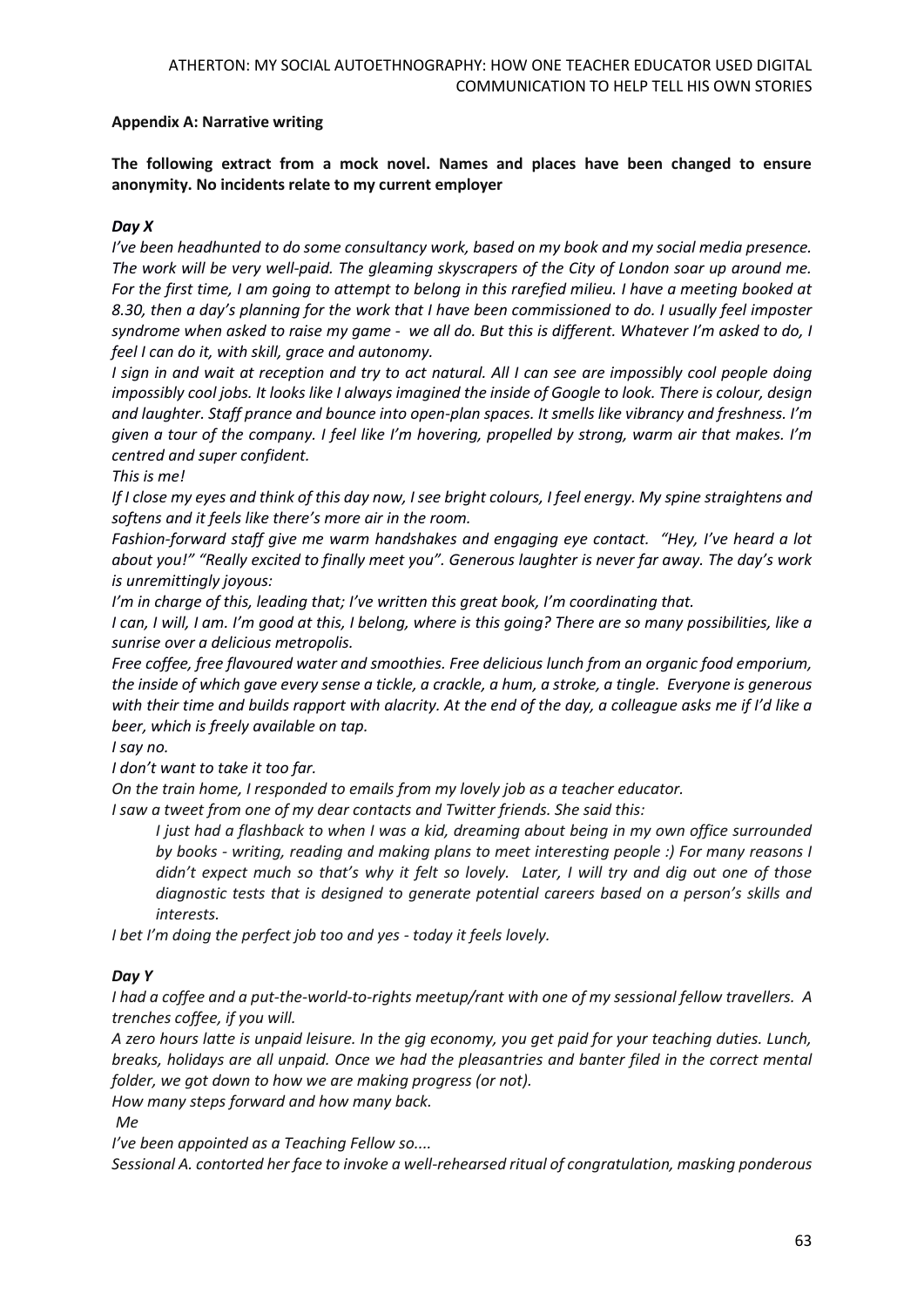**Appendix A: Narrative writing**

**The following extract from a mock novel. Names and places have been changed to ensure anonymity. No incidents relate to my current employer**

***Day X***

*I've been headhunted to do some consultancy work, based on my book and my social media presence. The work will be very well-paid. The gleaming skyscrapers of the City of London soar up around me. For the first time, I am going to attempt to belong in this rarefied milieu. I have a meeting booked at 8.30, then a day's planning for the work that I have been commissioned to do. I usually feel imposter syndrome when asked to raise my game - we all do. But this is different. Whatever I'm asked to do, I feel I can do it, with skill, grace and autonomy.*

*I sign in and wait at reception and try to act natural. All I can see are impossibly cool people doing impossibly cool jobs. It looks like I always imagined the inside of Google to look. There is colour, design and laughter. Staff prance and bounce into open-plan spaces. It smells like vibrancy and freshness. I'm given a tour of the company. I feel like I'm hovering, propelled by strong, warm air that makes. I'm centred and super confident.*

*This is me!*

*If I close my eyes and think of this day now, I see bright colours, I feel energy. My spine straightens and softens and it feels like there's more air in the room.*

*Fashion-forward staff give me warm handshakes and engaging eye contact. "Hey, I've heard a lot about you!" "Really excited to finally meet you". Generous laughter is never far away. The day's work is unremittingly joyous:*

*I'm in charge of this, leading that; I've written this great book, I'm coordinating that.*

*I can, I will, I am. I'm good at this, I belong, where is this going? There are so many possibilities, like a sunrise over a delicious metropolis.*

*Free coffee, free flavoured water and smoothies. Free delicious lunch from an organic food emporium, the inside of which gave every sense a tickle, a crackle, a hum, a stroke, a tingle. Everyone is generous with their time and builds rapport with alacrity. At the end of the day, a colleague asks me if I'd like a beer, which is freely available on tap.*

*I say no.*

*I don't want to take it too far.*

*On the train home, I responded to emails from my lovely job as a teacher educator.*

*I saw a tweet from one of my dear contacts and Twitter friends. She said this:*

> *I just had a flashback to when I was a kid, dreaming about being in my own office surrounded by books - writing, reading and making plans to meet interesting people :) For many reasons I didn't expect much so that's why it felt so lovely. Later, I will try and dig out one of those diagnostic tests that is designed to generate potential careers based on a person's skills and interests.*

*I bet I'm doing the perfect job too and yes - today it feels lovely.*

***Day Y***

*I had a coffee and a put-the-world-to-rights meetup/rant with one of my sessional fellow travellers. A trenches coffee, if you will.*

*A zero hours latte is unpaid leisure. In the gig economy, you get paid for your teaching duties. Lunch, breaks, holidays are all unpaid. Once we had the pleasantries and banter filed in the correct mental folder, we got down to how we are making progress (or not).*

*How many steps forward and how many back.*

*Me*

*I've been appointed as a Teaching Fellow so....*

*Sessional A. contorted her face to invoke a well-rehearsed ritual of congratulation, masking ponderous*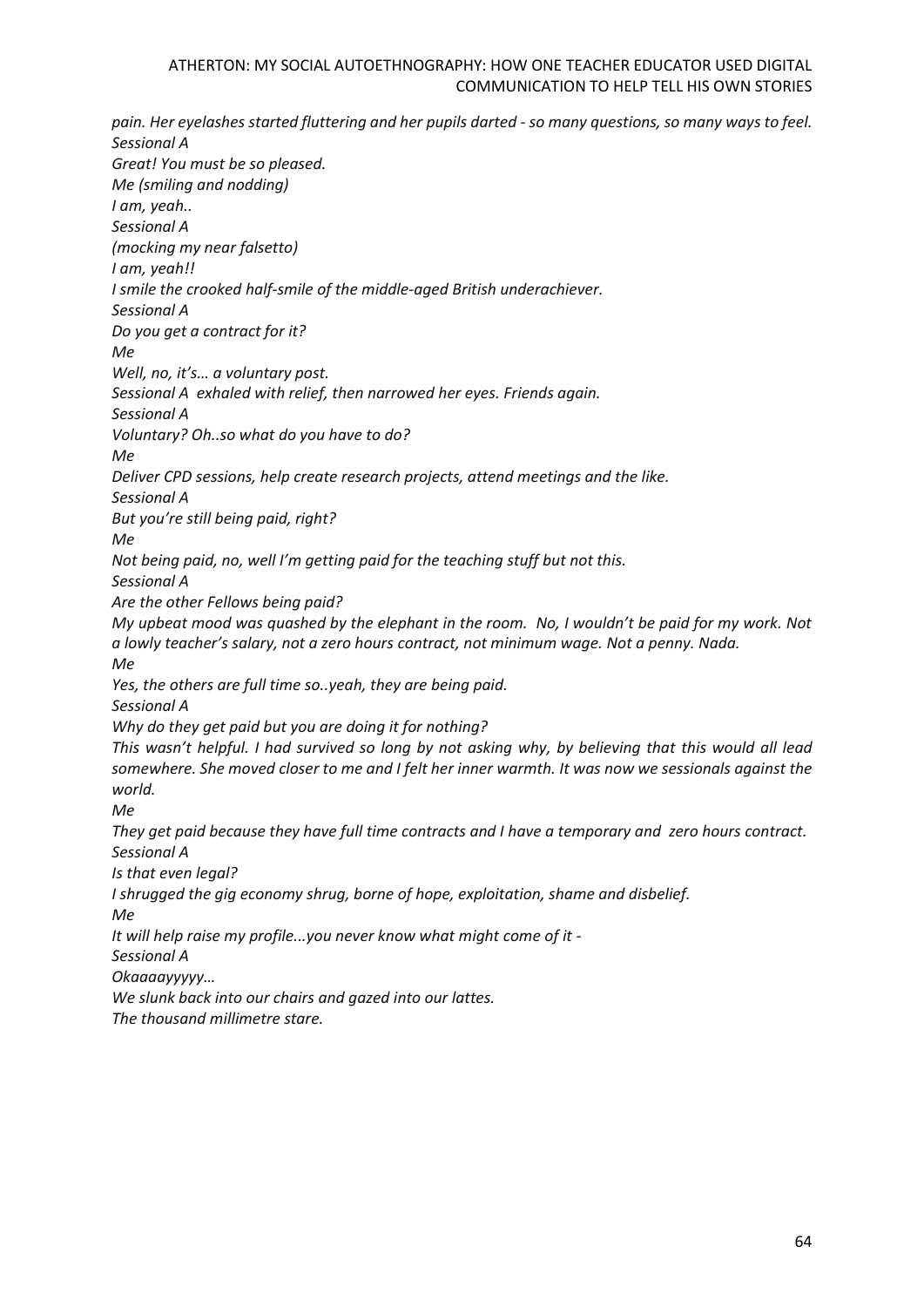*pain. Her eyelashes started fluttering and her pupils darted - so many questions, so many ways to feel.*
*Sessional A*
*Great! You must be so pleased.*
*Me (smiling and nodding)*
*I am, yeah..*
*Sessional A*
*(mocking my near falsetto)*
*I am, yeah!!*
*I smile the crooked half-smile of the middle-aged British underachiever.*
*Sessional A*
*Do you get a contract for it?*
*Me*
*Well, no, it's… a voluntary post.*
*Sessional A exhaled with relief, then narrowed her eyes. Friends again.*
*Sessional A*
*Voluntary? Oh..so what do you have to do?*
*Me*
*Deliver CPD sessions, help create research projects, attend meetings and the like.*
*Sessional A*
*But you're still being paid, right?*
*Me*
*Not being paid, no, well I'm getting paid for the teaching stuff but not this.*
*Sessional A*
*Are the other Fellows being paid?*
*My upbeat mood was quashed by the elephant in the room. No, I wouldn't be paid for my work. Not a lowly teacher's salary, not a zero hours contract, not minimum wage. Not a penny. Nada.*
*Me*
*Yes, the others are full time so..yeah, they are being paid.*
*Sessional A*
*Why do they get paid but you are doing it for nothing?*
*This wasn't helpful. I had survived so long by not asking why, by believing that this would all lead somewhere. She moved closer to me and I felt her inner warmth. It was now we sessionals against the world.*
*Me*
*They get paid because they have full time contracts and I have a temporary and zero hours contract.*
*Sessional A*
*Is that even legal?*
*I shrugged the gig economy shrug, borne of hope, exploitation, shame and disbelief.*
*Me*
*It will help raise my profile...you never know what might come of it -*
*Sessional A*
*Okaaaayyyyy…*
*We slunk back into our chairs and gazed into our lattes.*
*The thousand millimetre stare.*